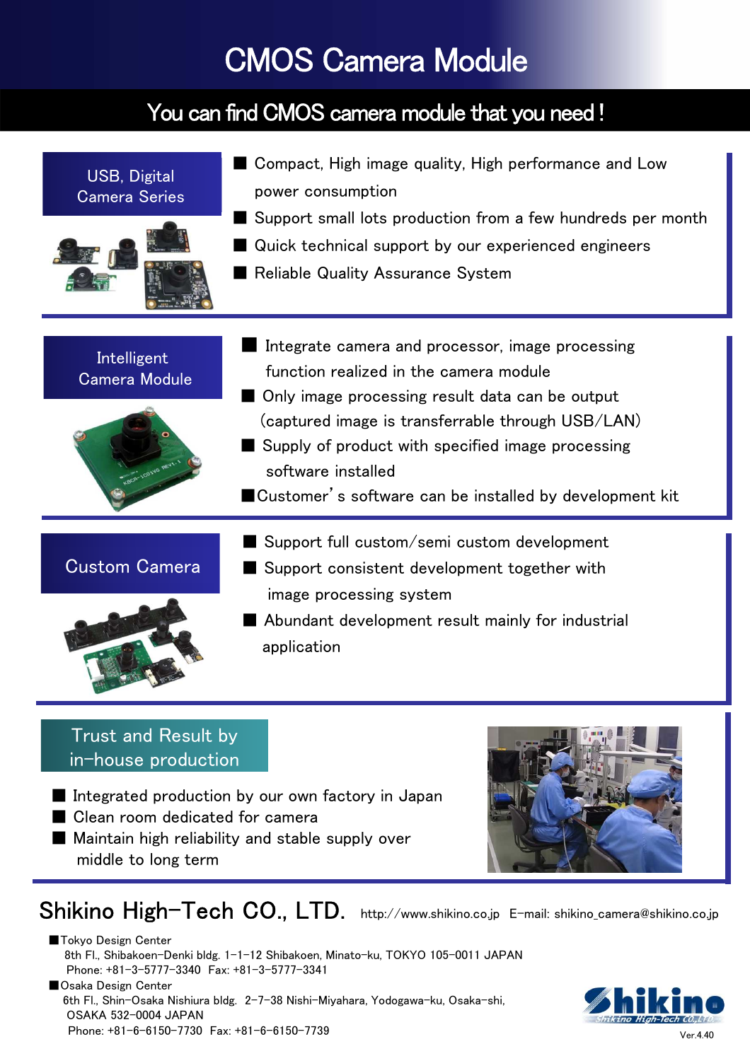# CMOS Camera Module

## You can find CMOS camera module that you need !

### USB, Digital Camera Series

- Compact, High image quality, High performance and Low power consumption
- Support small lots production from a few hundreds per month
- Quick technical support by our experienced engineers
- Reliable Quality Assurance System

### Intelligent Camera Module

- Integrate camera and processor, image processing function realized in the camera module
- Only image processing result data can be output (captured image is transferrable through USB/LAN)
- Supply of product with specified image processing software installed
- Customer's software can be installed by development kit

### Custom Camera

- Support full custom/semi custom development
- Support consistent development together with image processing system
- Abundant development result mainly for industrial application

### Trust and Result by in-house production

- Integrated production by our own factory in Japan
- Clean room dedicated for camera
- Maintain high reliability and stable supply over middle to long term

## Shikino High-Tech CO., LTD.

http://www.shikino.co.jp E-mail: shikino_camera@shikino.co.jp

**Tokyo Design Center**
8th Fl., Shibakoen-Denki bldg. 1-1-12 Shibakoen, Minato-ku, TOKYO 105-0011 JAPAN
Phone: +81-3-5777-3340 Fax: +81-3-5777-3341

**Osaka Design Center**
6th Fl., Shin-Osaka Nishiura bldg. 2-7-38 Nishi-Miyahara, Yodogawa-ku, Osaka-shi, OSAKA 532-0004 JAPAN
Phone: +81-6-6150-7730 Fax: +81-6-6150-7739

Shikino Shikino High-Tech CO.,LTD.

Ver.4.40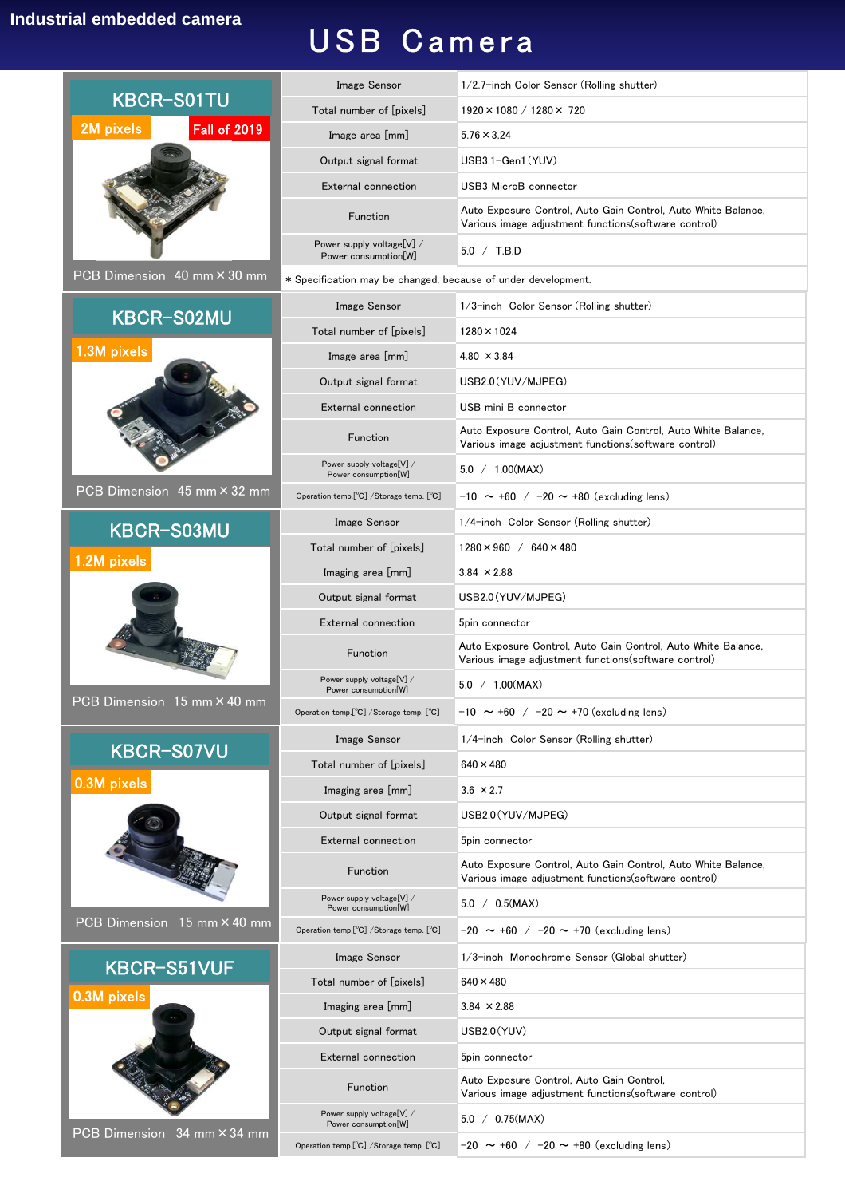Industrial embedded camera

# USB Camera

## KBCR-S01TU

2M pixels — Fall of 2019

PCB Dimension 40 mm × 30 mm

| Item | Specification |
|---|---|
| Image Sensor | 1/2.7-inch Color Sensor (Rolling shutter) |
| Total number of [pixels] | 1920 × 1080 / 1280 × 720 |
| Image area [mm] | 5.76 × 3.24 |
| Output signal format | USB3.1-Gen1 (YUV) |
| External connection | USB3 MicroB connector |
| Function | Auto Exposure Control, Auto Gain Control, Auto White Balance, Various image adjustment functions(software control) |
| Power supply voltage[V] / Power consumption[W] | 5.0 / T.B.D |

＊Specification may be changed, because of under development.

## KBCR-S02MU

1.3M pixels

PCB Dimension 45 mm × 32 mm

| Item | Specification |
|---|---|
| Image Sensor | 1/3-inch Color Sensor (Rolling shutter) |
| Total number of [pixels] | 1280 × 1024 |
| Image area [mm] | 4.80 × 3.84 |
| Output signal format | USB2.0 (YUV/MJPEG) |
| External connection | USB mini B connector |
| Function | Auto Exposure Control, Auto Gain Control, Auto White Balance, Various image adjustment functions(software control) |
| Power supply voltage[V] / Power consumption[W] | 5.0 / 1.00(MAX) |
| Operation temp.[℃] /Storage temp. [℃] | -10 ～ +60 / -20 ～ +80 (excluding lens) |

## KBCR-S03MU

1.2M pixels

PCB Dimension 15 mm × 40 mm

| Item | Specification |
|---|---|
| Image Sensor | 1/4-inch Color Sensor (Rolling shutter) |
| Total number of [pixels] | 1280 × 960 / 640 × 480 |
| Imaging area [mm] | 3.84 × 2.88 |
| Output signal format | USB2.0 (YUV/MJPEG) |
| External connection | 5pin connector |
| Function | Auto Exposure Control, Auto Gain Control, Auto White Balance, Various image adjustment functions(software control) |
| Power supply voltage[V] / Power consumption[W] | 5.0 / 1.00(MAX) |
| Operation temp.[℃] /Storage temp. [℃] | -10 ～ +60 / -20 ～ +70 (excluding lens) |

## KBCR-S07VU

0.3M pixels

PCB Dimension 15 mm × 40 mm

| Item | Specification |
|---|---|
| Image Sensor | 1/4-inch Color Sensor (Rolling shutter) |
| Total number of [pixels] | 640 × 480 |
| Imaging area [mm] | 3.6 × 2.7 |
| Output signal format | USB2.0 (YUV/MJPEG) |
| External connection | 5pin connector |
| Function | Auto Exposure Control, Auto Gain Control, Auto White Balance, Various image adjustment functions(software control) |
| Power supply voltage[V] / Power consumption[W] | 5.0 / 0.5(MAX) |
| Operation temp.[℃] /Storage temp. [℃] | -20 ～ +60 / -20 ～ +70 (excluding lens) |

## KBCR-S51VUF

0.3M pixels

PCB Dimension 34 mm × 34 mm

| Item | Specification |
|---|---|
| Image Sensor | 1/3-inch Monochrome Sensor (Global shutter) |
| Total number of [pixels] | 640 × 480 |
| Imaging area [mm] | 3.84 × 2.88 |
| Output signal format | USB2.0 (YUV) |
| External connection | 5pin connector |
| Function | Auto Exposure Control, Auto Gain Control, Various image adjustment functions(software control) |
| Power supply voltage[V] / Power consumption[W] | 5.0 / 0.75(MAX) |
| Operation temp.[℃] /Storage temp. [℃] | -20 ～ +60 / -20 ～ +80 (excluding lens) |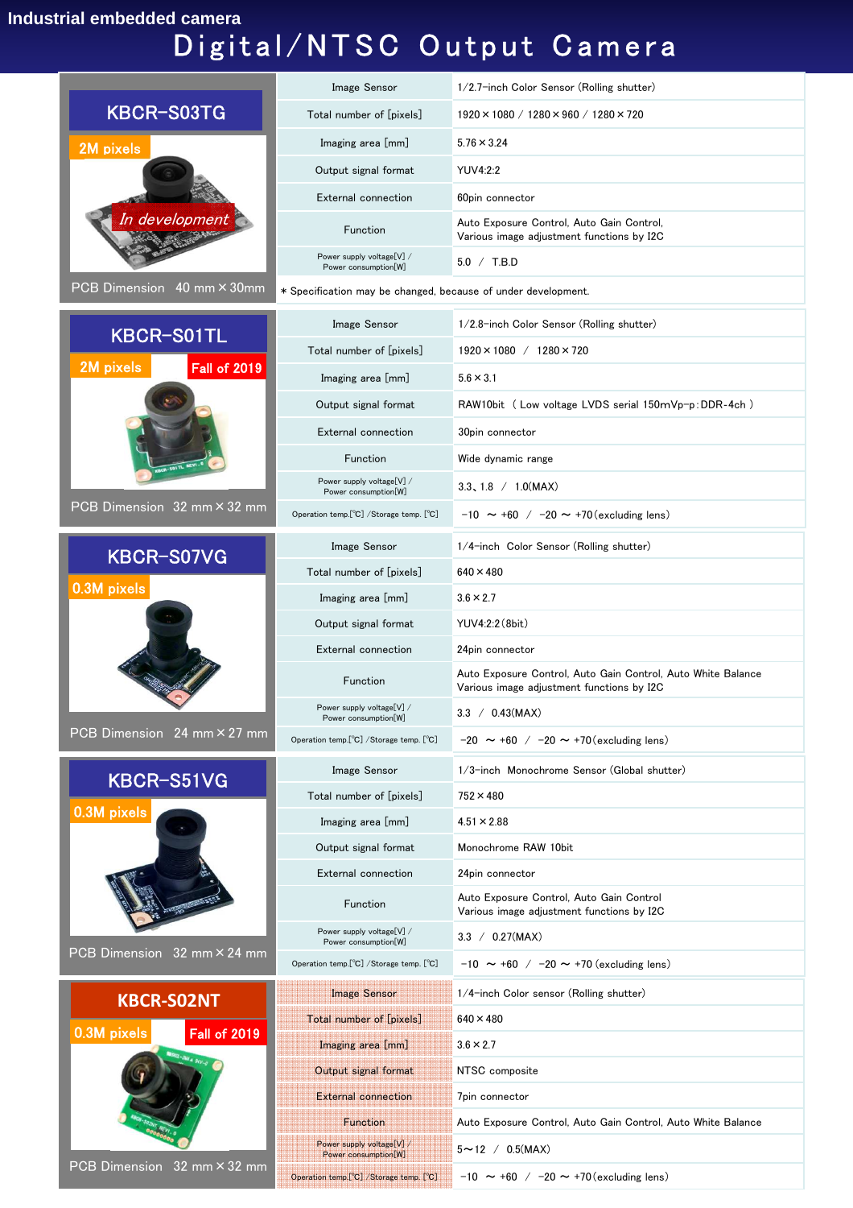Industrial embedded camera

# Digital/NTSC Output Camera

## KBCR-S03TG

2M pixels

*In development*

PCB Dimension 40 mm × 30mm

| Item | Specification |
|---|---|
| Image Sensor | 1/2.7-inch Color Sensor (Rolling shutter) |
| Total number of [pixels] | 1920 × 1080 / 1280 × 960 / 1280 × 720 |
| Imaging area [mm] | 5.76 × 3.24 |
| Output signal format | YUV4:2:2 |
| External connection | 60pin connector |
| Function | Auto Exposure Control, Auto Gain Control, Various image adjustment functions by I2C |
| Power supply voltage[V] / Power consumption[W] | 5.0 / T.B.D |

＊Specification may be changed, because of under development.

## KBCR-S01TL

2M pixels

Fall of 2019

PCB Dimension 32 mm × 32 mm

| Item | Specification |
|---|---|
| Image Sensor | 1/2.8-inch Color Sensor (Rolling shutter) |
| Total number of [pixels] | 1920 × 1080 / 1280 × 720 |
| Imaging area [mm] | 5.6 × 3.1 |
| Output signal format | RAW10bit ( Low voltage LVDS serial 150mVp-p:DDR-4ch ) |
| External connection | 30pin connector |
| Function | Wide dynamic range |
| Power supply voltage[V] / Power consumption[W] | 3.3、1.8 / 1.0(MAX) |
| Operation temp.[℃] /Storage temp. [℃] | -10 ～ +60 / -20 ～ +70(excluding lens) |

## KBCR-S07VG

0.3M pixels

PCB Dimension 24 mm × 27 mm

| Item | Specification |
|---|---|
| Image Sensor | 1/4-inch Color Sensor (Rolling shutter) |
| Total number of [pixels] | 640 × 480 |
| Imaging area [mm] | 3.6 × 2.7 |
| Output signal format | YUV4:2:2(8bit) |
| External connection | 24pin connector |
| Function | Auto Exposure Control, Auto Gain Control, Auto White Balance Various image adjustment functions by I2C |
| Power supply voltage[V] / Power consumption[W] | 3.3 / 0.43(MAX) |
| Operation temp.[℃] /Storage temp. [℃] | -20 ～ +60 / -20 ～ +70(excluding lens) |

## KBCR-S51VG

0.3M pixels

PCB Dimension 32 mm × 24 mm

| Item | Specification |
|---|---|
| Image Sensor | 1/3-inch Monochrome Sensor (Global shutter) |
| Total number of [pixels] | 752 × 480 |
| Imaging area [mm] | 4.51 × 2.88 |
| Output signal format | Monochrome RAW 10bit |
| External connection | 24pin connector |
| Function | Auto Exposure Control, Auto Gain Control Various image adjustment functions by I2C |
| Power supply voltage[V] / Power consumption[W] | 3.3 / 0.27(MAX) |
| Operation temp.[℃] /Storage temp. [℃] | -10 ～ +60 / -20 ～ +70 (excluding lens) |

## KBCR-S02NT

0.3M pixels

Fall of 2019

PCB Dimension 32 mm × 32 mm

| Item | Specification |
|---|---|
| Image Sensor | 1/4-inch Color sensor (Rolling shutter) |
| Total number of [pixels] | 640 × 480 |
| Imaging area [mm] | 3.6 × 2.7 |
| Output signal format | NTSC composite |
| External connection | 7pin connector |
| Function | Auto Exposure Control, Auto Gain Control, Auto White Balance |
| Power supply voltage[V] / Power consumption[W] | 5～12 / 0.5(MAX) |
| Operation temp.[℃] /Storage temp. [℃] | -10 ～ +60 / -20 ～ +70(excluding lens) |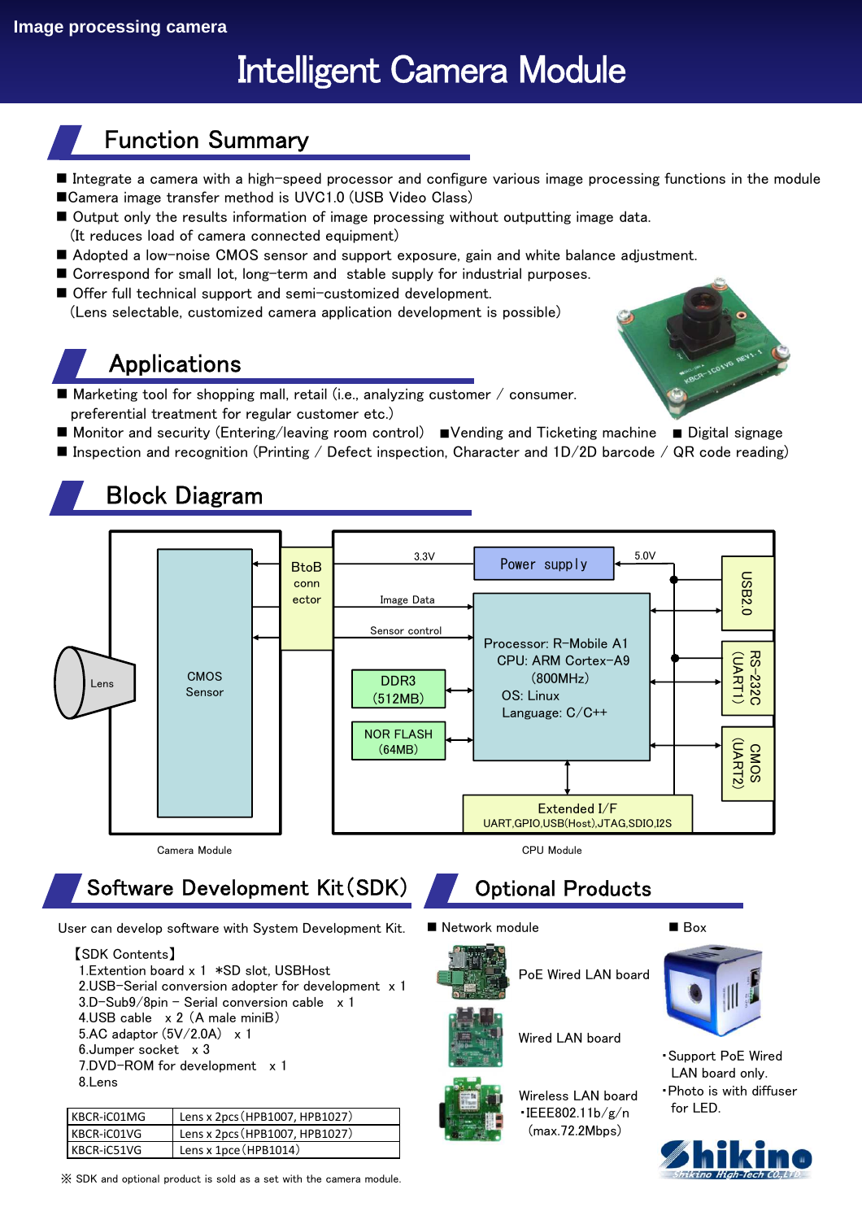Image processing camera

# Intelligent Camera Module

## Function Summary

- ■ Integrate a camera with a high-speed processor and configure various image processing functions in the module
- ■Camera image transfer method is UVC1.0 (USB Video Class)
- ■ Output only the results information of image processing without outputting image data.
  (It reduces load of camera connected equipment)
- ■ Adopted a low-noise CMOS sensor and support exposure, gain and white balance adjustment.
- ■ Correspond for small lot, long-term and stable supply for industrial purposes.
- ■ Offer full technical support and semi-customized development.
  (Lens selectable, customized camera application development is possible)

## Applications

- ■ Marketing tool for shopping mall, retail (i.e., analyzing customer / consumer.
  preferential treatment for regular customer etc.)
- ■ Monitor and security (Entering/leaving room control) ■Vending and Ticketing machine ■ Digital signage
- ■ Inspection and recognition (Printing / Defect inspection, Character and 1D/2D barcode / QR code reading)

## Block Diagram

Lens | CMOS Sensor | BtoB connector | 3.3V | Power supply | 5.0V | Image Data | Sensor control | DDR3 (512MB) | NOR FLASH (64MB) | Processor: R-Mobile A1 CPU: ARM Cortex-A9 (800MHz) OS: Linux Language: C/C++ | USB2.0 | RS-232C (UART1) | CMOS (UART2) | Extended I/F UART,GPIO,USB(Host),JTAG,SDIO,I2S

Camera Module　　CPU Module

## Software Development Kit(SDK)

User can develop software with System Development Kit.

【SDK Contents】
1.Extention board x 1 *SD slot, USBHost
2.USB-Serial conversion adopter for development x 1
3.D-Sub9/8pin – Serial conversion cable x 1
4.USB cable x 2 (A male miniB)
5.AC adaptor (5V/2.0A) x 1
6.Jumper socket x 3
7.DVD-ROM for development x 1
8.Lens

| KBCR-iC01MG | Lens x 2pcs (HPB1007, HPB1027) |
|---|---|
| KBCR-iC01VG | Lens x 2pcs (HPB1007, HPB1027) |
| KBCR-iC51VG | Lens x 1pce (HPB1014) |

※ SDK and optional product is sold as a set with the camera module.

## Optional Products

■ Network module

- PoE Wired LAN board
- Wired LAN board
- Wireless LAN board
  ・IEEE802.11b/g/n
  (max.72.2Mbps)

■ Box

- ・Support PoE Wired LAN board only.
- ・Photo is with diffuser for LED.

Shikino High-Tech CO.,LTD.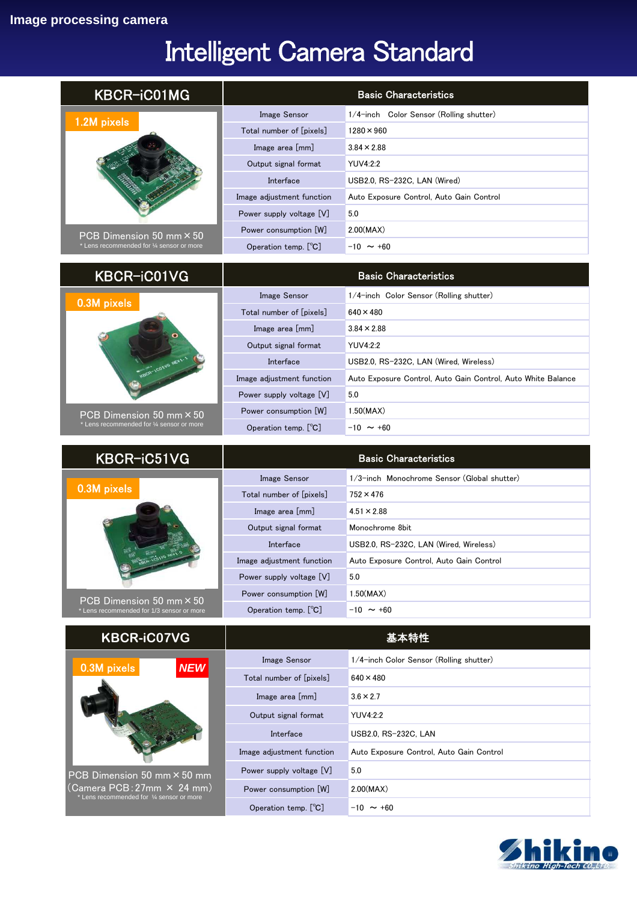Image processing camera

# Intelligent Camera Standard

## KBCR-iC01MG

1.2M pixels

PCB Dimension 50 mm × 50

* Lens recommended for ¼ sensor or more

| Basic Characteristics | |
|---|---|
| Image Sensor | 1/4-inch　Color Sensor (Rolling shutter) |
| Total number of [pixels] | 1280 × 960 |
| Image area [mm] | 3.84 × 2.88 |
| Output signal format | YUV4:2:2 |
| Interface | USB2.0, RS-232C, LAN (Wired) |
| Image adjustment function | Auto Exposure Control, Auto Gain Control |
| Power supply voltage [V] | 5.0 |
| Power consumption [W] | 2.00(MAX) |
| Operation temp. [℃] | -10　～ +60 |

## KBCR-iC01VG

0.3M pixels

PCB Dimension 50 mm × 50

* Lens recommended for ¼ sensor or more

| Basic Characteristics | |
|---|---|
| Image Sensor | 1/4-inch　Color Sensor (Rolling shutter) |
| Total number of [pixels] | 640 × 480 |
| Image area [mm] | 3.84 × 2.88 |
| Output signal format | YUV4:2:2 |
| Interface | USB2.0, RS-232C, LAN (Wired, Wireless) |
| Image adjustment function | Auto Exposure Control, Auto Gain Control, Auto White Balance |
| Power supply voltage [V] | 5.0 |
| Power consumption [W] | 1.50(MAX) |
| Operation temp. [℃] | -10　～ +60 |

## KBCR-iC51VG

0.3M pixels

PCB Dimension 50 mm × 50

* Lens recommended for 1/3 sensor or more

| Basic Characteristics | |
|---|---|
| Image Sensor | 1/3-inch　Monochrome Sensor (Global shutter) |
| Total number of [pixels] | 752 × 476 |
| Image area [mm] | 4.51 × 2.88 |
| Output signal format | Monochrome 8bit |
| Interface | USB2.0, RS-232C, LAN (Wired, Wireless) |
| Image adjustment function | Auto Exposure Control, Auto Gain Control |
| Power supply voltage [V] | 5.0 |
| Power consumption [W] | 1.50(MAX) |
| Operation temp. [℃] | -10　～ +60 |

## KBCR-iC07VG

0.3M pixels　NEW

PCB Dimension 50 mm × 50 mm
(Camera PCB : 27mm × 24 mm)

* Lens recommended for ¼ sensor or more

| 基本特性 | |
|---|---|
| Image Sensor | 1/4-inch Color Sensor (Rolling shutter) |
| Total number of [pixels] | 640 × 480 |
| Image area [mm] | 3.6 × 2.7 |
| Output signal format | YUV4:2:2 |
| Interface | USB2.0, RS-232C, LAN |
| Image adjustment function | Auto Exposure Control, Auto Gain Control |
| Power supply voltage [V] | 5.0 |
| Power consumption [W] | 2.00(MAX) |
| Operation temp. [℃] | -10　～ +60 |

Shikino
Shikino High-Tech CO.,LTD.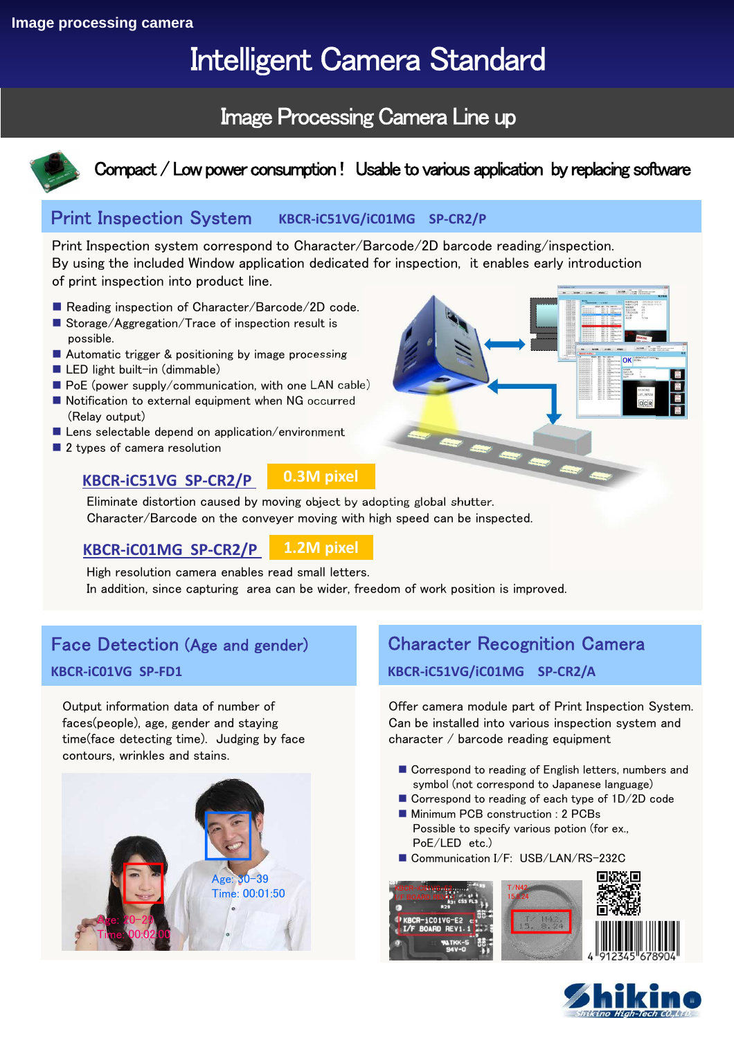Image processing camera

# Intelligent Camera Standard

## Image Processing Camera Line up

Compact / Low power consumption ! Usable to various application by replacing software

## Print Inspection System KBCR-iC51VG/iC01MG SP-CR2/P

Print Inspection system correspond to Character/Barcode/2D barcode reading/inspection.
By using the included Window application dedicated for inspection, it enables early introduction of print inspection into product line.

- Reading inspection of Character/Barcode/2D code.
- Storage/Aggregation/Trace of inspection result is possible.
- Automatic trigger & positioning by image processing
- LED light built-in (dimmable)
- PoE (power supply/communication, with one LAN cable)
- Notification to external equipment when NG occurred (Relay output)
- Lens selectable depend on application/environment
- 2 types of camera resolution

### KBCR-iC51VG SP-CR2/P **0.3M pixel**

Eliminate distortion caused by moving object by adopting global shutter.
Character/Barcode on the conveyer moving with high speed can be inspected.

### KBCR-iC01MG SP-CR2/P **1.2M pixel**

High resolution camera enables read small letters.
In addition, since capturing area can be wider, freedom of work position is improved.

## Face Detection (Age and gender)

**KBCR-iC01VG SP-FD1**

Output information data of number of faces(people), age, gender and staying time(face detecting time). Judging by face contours, wrinkles and stains.

Age: 30-39
Time: 00:01:50

Age: 20-29
Time: 00:02:00

## Character Recognition Camera

**KBCR-iC51VG/iC01MG SP-CR2/A**

Offer camera module part of Print Inspection System.
Can be installed into various inspection system and character / barcode reading equipment

- Correspond to reading of English letters, numbers and symbol (not correspond to Japanese language)
- Correspond to reading of each type of 1D/2D code
- Minimum PCB construction : 2 PCBs
  Possible to specify various potion (for ex., PoE/LED etc.)
- Communication I/F: USB/LAN/RS-232C

Shikino High-Tech CO.,LTD.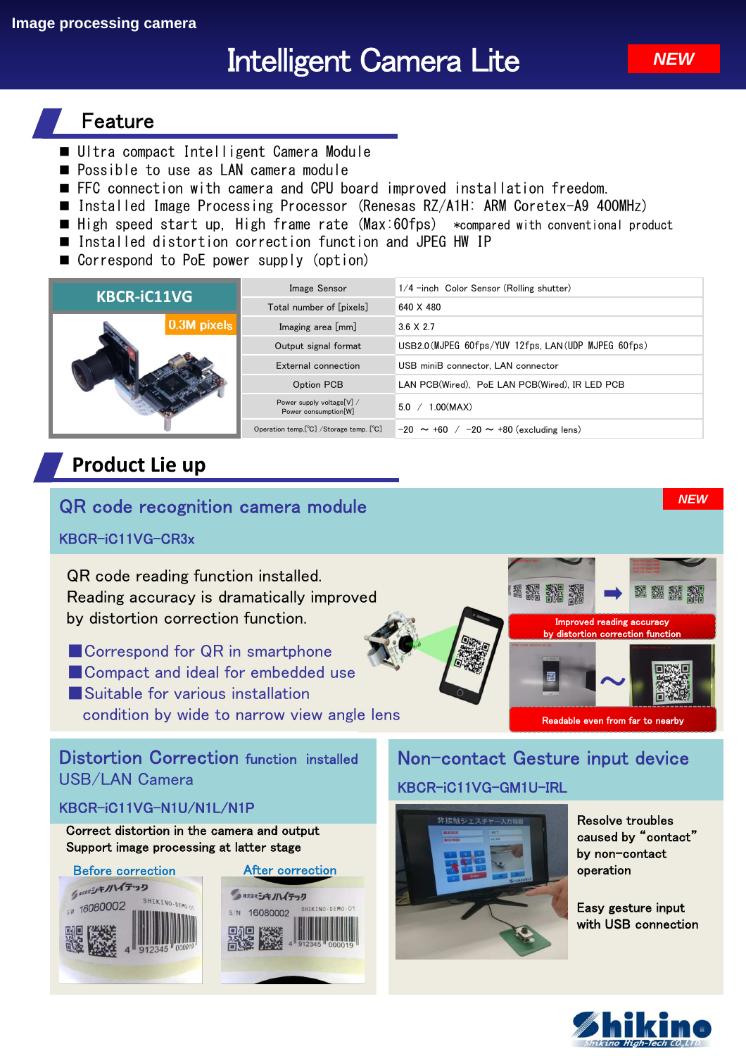Image processing camera

# Intelligent Camera Lite

NEW

## Feature

- Ultra compact Intelligent Camera Module
- Possible to use as LAN camera module
- FFC connection with camera and CPU board improved installation freedom.
- Installed Image Processing Processor (Renesas RZ/A1H: ARM Coretex-A9 400MHz)
- High speed start up, High frame rate (Max:60fps) *compared with conventional product
- Installed distortion correction function and JPEG HW IP
- Correspond to PoE power supply (option)

**KBCR-iC11VG**

0.3M pixels

| Item | Specification |
|---|---|
| Image Sensor | 1/4 -inch Color Sensor (Rolling shutter) |
| Total number of [pixels] | 640 X 480 |
| Imaging area [mm] | 3.6 X 2.7 |
| Output signal format | USB2.0(MJPEG 60fps/YUV 12fps, LAN(UDP MJPEG 60fps) |
| External connection | USB miniB connector, LAN connector |
| Option PCB | LAN PCB(Wired), PoE LAN PCB(Wired), IR LED PCB |
| Power supply voltage[V] / Power consumption[W] | 5.0 / 1.00(MAX) |
| Operation temp.[℃] /Storage temp. [℃] | -20 ～ +60 / -20 ～ +80 (excluding lens) |

## Product Lie up

### QR code recognition camera module

NEW

KBCR-iC11VG-CR3x

QR code reading function installed.
Reading accuracy is dramatically improved by distortion correction function.

- Correspond for QR in smartphone
- Compact and ideal for embedded use
- Suitable for various installation condition by wide to narrow view angle lens

Improved reading accuracy by distortion correction function

Readable even from far to nearby

### Distortion Correction function installed USB/LAN Camera

KBCR-iC11VG-N1U/N1L/N1P

Correct distortion in the camera and output
Support image processing at latter stage

Before correction

After correction

### Non-contact Gesture input device

KBCR-iC11VG-GM1U-IRL

Resolve troubles caused by "contact" by non-contact operation

Easy gesture input with USB connection

Shikino High-Tech CO.,LTD.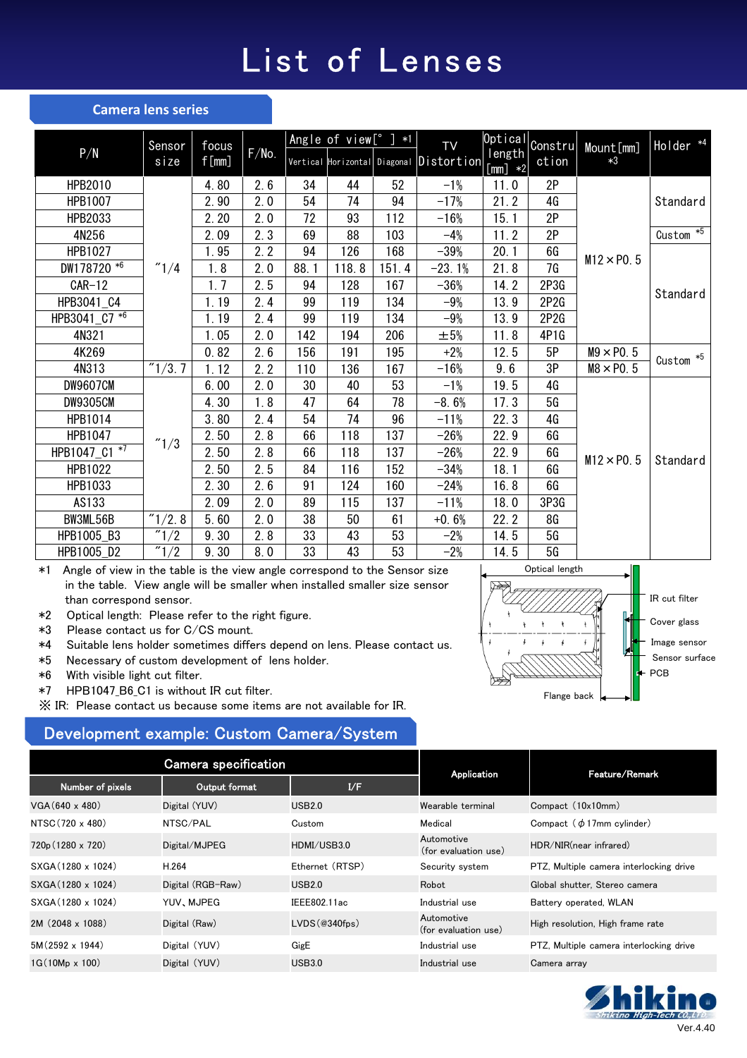# List of Lenses

## Camera lens series

| P/N | Sensor size | focus f[mm] | F/No. | Angle of view[° ] *1 | | | TV Distortion | Optical length [mm] *2 | Construction | Mount[mm] *3 | Holder *4 |
|---|---|---|---|---|---|---|---|---|---|---|---|
| | | | | Vertical | Horizontal | Diagonal | | | | | |
| HPB2010 | "1/4 | 4.80 | 2.6 | 34 | 44 | 52 | -1% | 11.0 | 2P | M12×P0.5 | Standard |
| HPB1007 | "1/4 | 2.90 | 2.0 | 54 | 74 | 94 | -17% | 21.2 | 4G | M12×P0.5 | Standard |
| HPB2033 | "1/4 | 2.20 | 2.0 | 72 | 93 | 112 | -16% | 15.1 | 2P | M12×P0.5 | Standard |
| 4N256 | "1/4 | 2.09 | 2.3 | 69 | 88 | 103 | -4% | 11.2 | 2P | M12×P0.5 | Custom *5 |
| HPB1027 | "1/4 | 1.95 | 2.2 | 94 | 126 | 168 | -39% | 20.1 | 6G | M12×P0.5 | Standard |
| DW178720 *6 | "1/4 | 1.8 | 2.0 | 88.1 | 118.8 | 151.4 | -23.1% | 21.8 | 7G | M12×P0.5 | Standard |
| CAR-12 | "1/4 | 1.7 | 2.5 | 94 | 128 | 167 | -36% | 14.2 | 2P3G | M12×P0.5 | Standard |
| HPB3041_C4 | "1/4 | 1.19 | 2.4 | 99 | 119 | 134 | -9% | 13.9 | 2P2G | M12×P0.5 | Standard |
| HPB3041_C7 *6 | "1/4 | 1.19 | 2.4 | 99 | 119 | 134 | -9% | 13.9 | 2P2G | M12×P0.5 | Standard |
| 4N321 | "1/4 | 1.05 | 2.0 | 142 | 194 | 206 | ±5% | 11.8 | 4P1G | M12×P0.5 | Standard |
| 4K269 | "1/4 | 0.82 | 2.6 | 156 | 191 | 195 | +2% | 12.5 | 5P | M9×P0.5 | Custom *5 |
| 4N313 | "1/3.7 | 1.12 | 2.2 | 110 | 136 | 167 | -16% | 9.6 | 3P | M8×P0.5 | Custom *5 |
| DW9607CM | "1/3 | 6.00 | 2.0 | 30 | 40 | 53 | -1% | 19.5 | 4G | M12×P0.5 | Standard |
| DW9305CM | "1/3 | 4.30 | 1.8 | 47 | 64 | 78 | -8.6% | 17.3 | 5G | M12×P0.5 | Standard |
| HPB1014 | "1/3 | 3.80 | 2.4 | 54 | 74 | 96 | -11% | 22.3 | 4G | M12×P0.5 | Standard |
| HPB1047 | "1/3 | 2.50 | 2.8 | 66 | 118 | 137 | -26% | 22.9 | 6G | M12×P0.5 | Standard |
| HPB1047_C1 *7 | "1/3 | 2.50 | 2.8 | 66 | 118 | 137 | -26% | 22.9 | 6G | M12×P0.5 | Standard |
| HPB1022 | "1/3 | 2.50 | 2.5 | 84 | 116 | 152 | -34% | 18.1 | 6G | M12×P0.5 | Standard |
| HPB1033 | "1/3 | 2.30 | 2.6 | 91 | 124 | 160 | -24% | 16.8 | 6G | M12×P0.5 | Standard |
| AS133 | "1/3 | 2.09 | 2.0 | 89 | 115 | 137 | -11% | 18.0 | 3P3G | M12×P0.5 | Standard |
| BW3ML56B | "1/2.8 | 5.60 | 2.0 | 38 | 50 | 61 | +0.6% | 22.2 | 8G | M12×P0.5 | Standard |
| HPB1005_B3 | "1/2 | 9.30 | 2.8 | 33 | 43 | 53 | -2% | 14.5 | 5G | M12×P0.5 | Standard |
| HPB1005_D2 | "1/2 | 9.30 | 8.0 | 33 | 43 | 53 | -2% | 14.5 | 5G | M12×P0.5 | Standard |

*1 Angle of view in the table is the view angle correspond to the Sensor size in the table. View angle will be smaller when installed smaller size sensor than correspond sensor.
*2 Optical length: Please refer to the right figure.
*3 Please contact us for C/CS mount.
*4 Suitable lens holder sometimes differs depend on lens. Please contact us.
*5 Necessary of custom development of lens holder.
*6 With visible light cut filter.
*7 HPB1047_B6_C1 is without IR cut filter.
※ IR: Please contact us because some items are not available for IR.

Optical length
IR cut filter
Cover glass
Image sensor
Sensor surface
PCB
Flange back

## Development example: Custom Camera/System

| Camera specification | | | Application | Feature/Remark |
|---|---|---|---|---|
| Number of pixels | Output format | I/F | | |
| VGA(640 x 480) | Digital (YUV) | USB2.0 | Wearable terminal | Compact (10x10mm) |
| NTSC(720 x 480) | NTSC/PAL | Custom | Medical | Compact (φ17mm cylinder) |
| 720p(1280 x 720) | Digital/MJPEG | HDMI/USB3.0 | Automotive (for evaluation use) | HDR/NIR(near infrared) |
| SXGA(1280 x 1024) | H.264 | Ethernet (RTSP) | Security system | PTZ, Multiple camera interlocking drive |
| SXGA(1280 x 1024) | Digital (RGB-Raw) | USB2.0 | Robot | Global shutter, Stereo camera |
| SXGA(1280 x 1024) | YUV、MJPEG | IEEE802.11ac | Industrial use | Battery operated, WLAN |
| 2M (2048 x 1088) | Digital (Raw) | LVDS(@340fps) | Automotive (for evaluation use) | High resolution, High frame rate |
| 5M(2592 x 1944) | Digital (YUV) | GigE | Industrial use | PTZ, Multiple camera interlocking drive |
| 1G(10Mp x 100) | Digital (YUV) | USB3.0 | Industrial use | Camera array |

Shikino
Shikino High-Tech CO.,LTD.
Ver.4.40